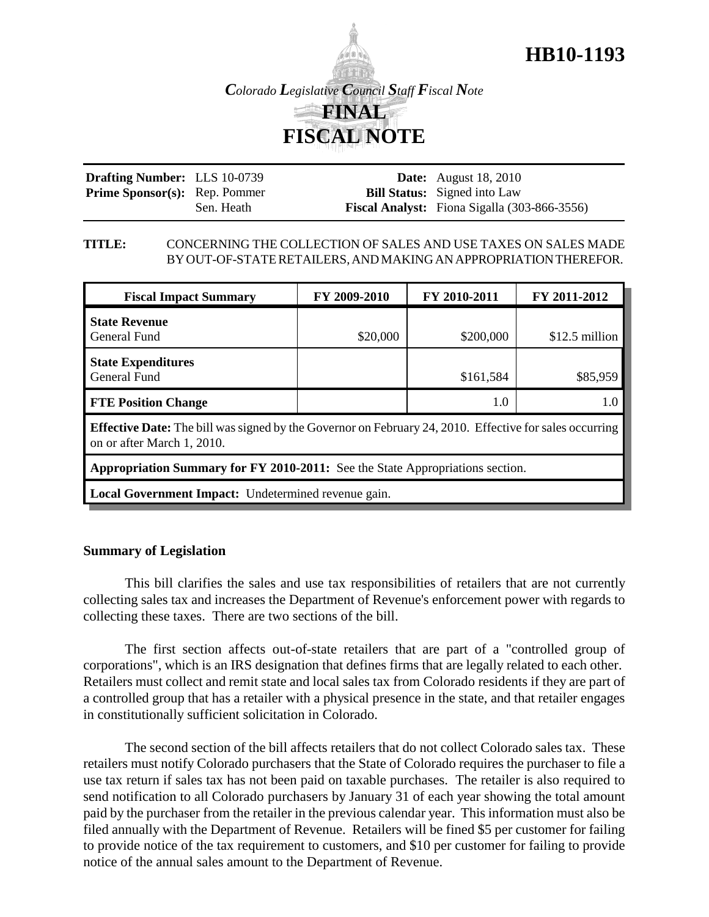# HB10-1193

*Colorado Legislative Council Staff Fiscal Note*

## FINAL FISCAL NOTE

| | | | |
|---|---|---|---|
| **Drafting Number:** | LLS 10-0739 | **Date:** | August 18, 2010 |
| **Prime Sponsor(s):** | Rep. Pommer | **Bill Status:** | Signed into Law |
| | Sen. Heath | **Fiscal Analyst:** | Fiona Sigalla (303-866-3556) |

**TITLE:** CONCERNING THE COLLECTION OF SALES AND USE TAXES ON SALES MADE BY OUT-OF-STATE RETAILERS, AND MAKING AN APPROPRIATION THEREFOR.

| Fiscal Impact Summary | FY 2009-2010 | FY 2010-2011 | FY 2011-2012 |
|---|---|---|---|
| **State Revenue**<br>General Fund | $20,000 | $200,000 | $12.5 million |
| **State Expenditures**<br>General Fund | | $161,584 | $85,959 |
| **FTE Position Change** | | 1.0 | 1.0 |
| **Effective Date:** The bill was signed by the Governor on February 24, 2010. Effective for sales occurring on or after March 1, 2010. | | | |
| **Appropriation Summary for FY 2010-2011:** See the State Appropriations section. | | | |
| **Local Government Impact:** Undetermined revenue gain. | | | |

## Summary of Legislation

This bill clarifies the sales and use tax responsibilities of retailers that are not currently collecting sales tax and increases the Department of Revenue's enforcement power with regards to collecting these taxes. There are two sections of the bill.

The first section affects out-of-state retailers that are part of a "controlled group of corporations", which is an IRS designation that defines firms that are legally related to each other. Retailers must collect and remit state and local sales tax from Colorado residents if they are part of a controlled group that has a retailer with a physical presence in the state, and that retailer engages in constitutionally sufficient solicitation in Colorado.

The second section of the bill affects retailers that do not collect Colorado sales tax. These retailers must notify Colorado purchasers that the State of Colorado requires the purchaser to file a use tax return if sales tax has not been paid on taxable purchases. The retailer is also required to send notification to all Colorado purchasers by January 31 of each year showing the total amount paid by the purchaser from the retailer in the previous calendar year. This information must also be filed annually with the Department of Revenue. Retailers will be fined $5 per customer for failing to provide notice of the tax requirement to customers, and $10 per customer for failing to provide notice of the annual sales amount to the Department of Revenue.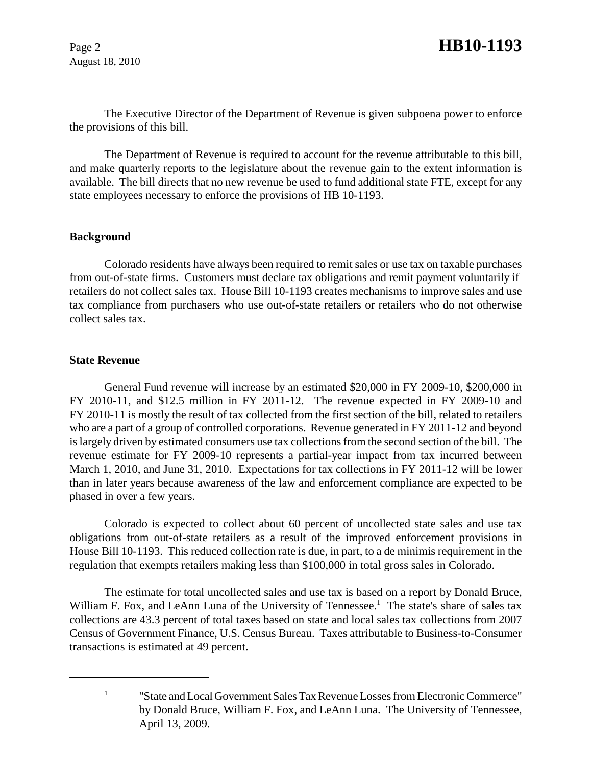The Executive Director of the Department of Revenue is given subpoena power to enforce the provisions of this bill.

The Department of Revenue is required to account for the revenue attributable to this bill, and make quarterly reports to the legislature about the revenue gain to the extent information is available. The bill directs that no new revenue be used to fund additional state FTE, except for any state employees necessary to enforce the provisions of HB 10-1193.

**Background**

Colorado residents have always been required to remit sales or use tax on taxable purchases from out-of-state firms. Customers must declare tax obligations and remit payment voluntarily if retailers do not collect sales tax. House Bill 10-1193 creates mechanisms to improve sales and use tax compliance from purchasers who use out-of-state retailers or retailers who do not otherwise collect sales tax.

**State Revenue**

General Fund revenue will increase by an estimated $20,000 in FY 2009-10, $200,000 in FY 2010-11, and $12.5 million in FY 2011-12. The revenue expected in FY 2009-10 and FY 2010-11 is mostly the result of tax collected from the first section of the bill, related to retailers who are a part of a group of controlled corporations. Revenue generated in FY 2011-12 and beyond is largely driven by estimated consumers use tax collections from the second section of the bill. The revenue estimate for FY 2009-10 represents a partial-year impact from tax incurred between March 1, 2010, and June 31, 2010. Expectations for tax collections in FY 2011-12 will be lower than in later years because awareness of the law and enforcement compliance are expected to be phased in over a few years.

Colorado is expected to collect about 60 percent of uncollected state sales and use tax obligations from out-of-state retailers as a result of the improved enforcement provisions in House Bill 10-1193. This reduced collection rate is due, in part, to a de minimis requirement in the regulation that exempts retailers making less than $100,000 in total gross sales in Colorado.

The estimate for total uncollected sales and use tax is based on a report by Donald Bruce, William F. Fox, and LeAnn Luna of the University of Tennessee.[1] The state's share of sales tax collections are 43.3 percent of total taxes based on state and local sales tax collections from 2007 Census of Government Finance, U.S. Census Bureau. Taxes attributable to Business-to-Consumer transactions is estimated at 49 percent.

---

[1] "State and Local Government Sales Tax Revenue Losses from Electronic Commerce" by Donald Bruce, William F. Fox, and LeAnn Luna. The University of Tennessee, April 13, 2009.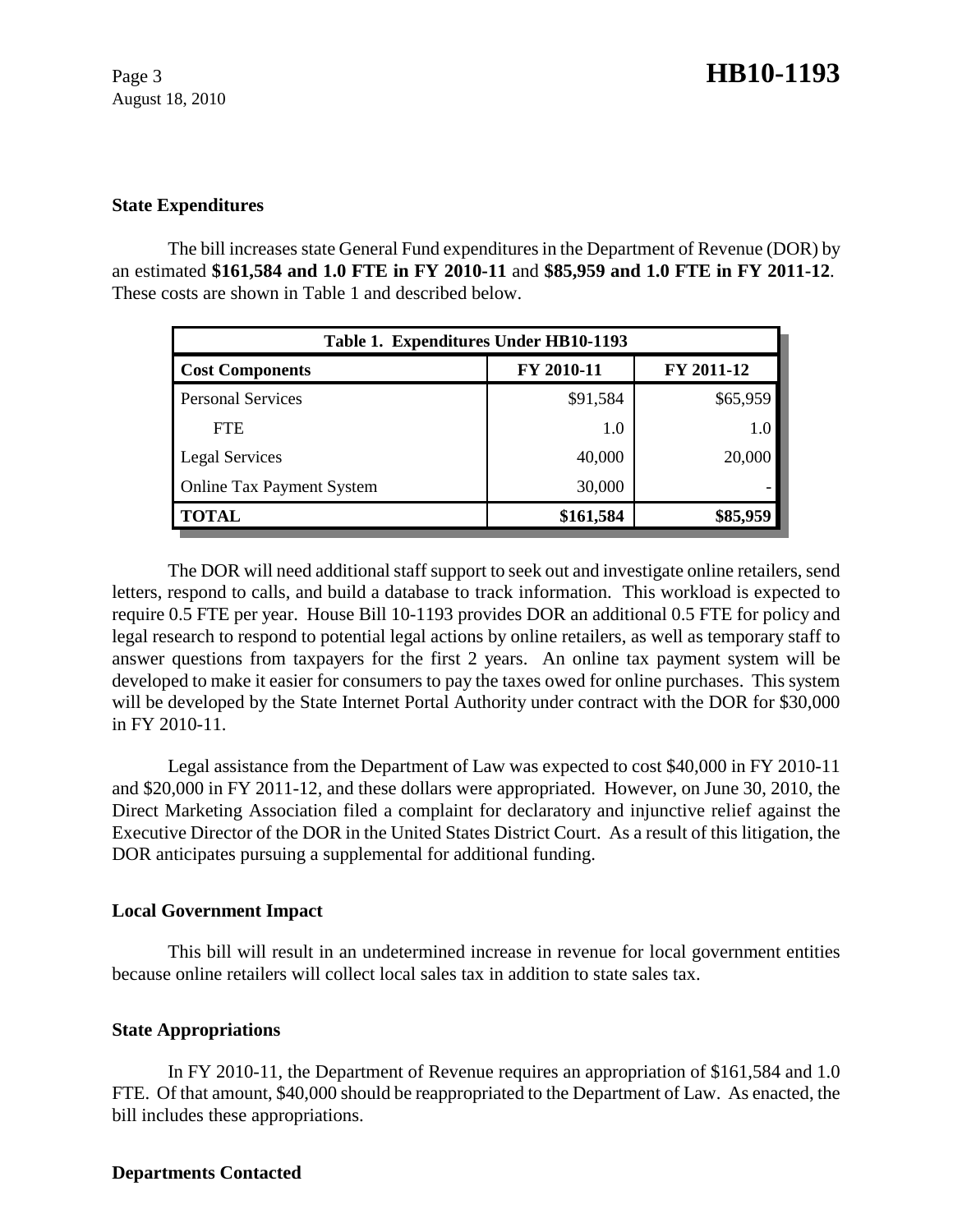**State Expenditures**

The bill increases state General Fund expenditures in the Department of Revenue (DOR) by an estimated **$161,584 and 1.0 FTE in FY 2010-11** and **$85,959 and 1.0 FTE in FY 2011-12**. These costs are shown in Table 1 and described below.

| Table 1. Expenditures Under HB10-1193 | | |
|---|---|---|
| **Cost Components** | **FY 2010-11** | **FY 2011-12** |
| Personal Services | $91,584 | $65,959 |
| FTE | 1.0 | 1.0 |
| Legal Services | 40,000 | 20,000 |
| Online Tax Payment System | 30,000 | - |
| **TOTAL** | **$161,584** | **$85,959** |

The DOR will need additional staff support to seek out and investigate online retailers, send letters, respond to calls, and build a database to track information. This workload is expected to require 0.5 FTE per year. House Bill 10-1193 provides DOR an additional 0.5 FTE for policy and legal research to respond to potential legal actions by online retailers, as well as temporary staff to answer questions from taxpayers for the first 2 years. An online tax payment system will be developed to make it easier for consumers to pay the taxes owed for online purchases. This system will be developed by the State Internet Portal Authority under contract with the DOR for $30,000 in FY 2010-11.

Legal assistance from the Department of Law was expected to cost $40,000 in FY 2010-11 and $20,000 in FY 2011-12, and these dollars were appropriated. However, on June 30, 2010, the Direct Marketing Association filed a complaint for declaratory and injunctive relief against the Executive Director of the DOR in the United States District Court. As a result of this litigation, the DOR anticipates pursuing a supplemental for additional funding.

**Local Government Impact**

This bill will result in an undetermined increase in revenue for local government entities because online retailers will collect local sales tax in addition to state sales tax.

**State Appropriations**

In FY 2010-11, the Department of Revenue requires an appropriation of $161,584 and 1.0 FTE. Of that amount, $40,000 should be reappropriated to the Department of Law. As enacted, the bill includes these appropriations.

**Departments Contacted**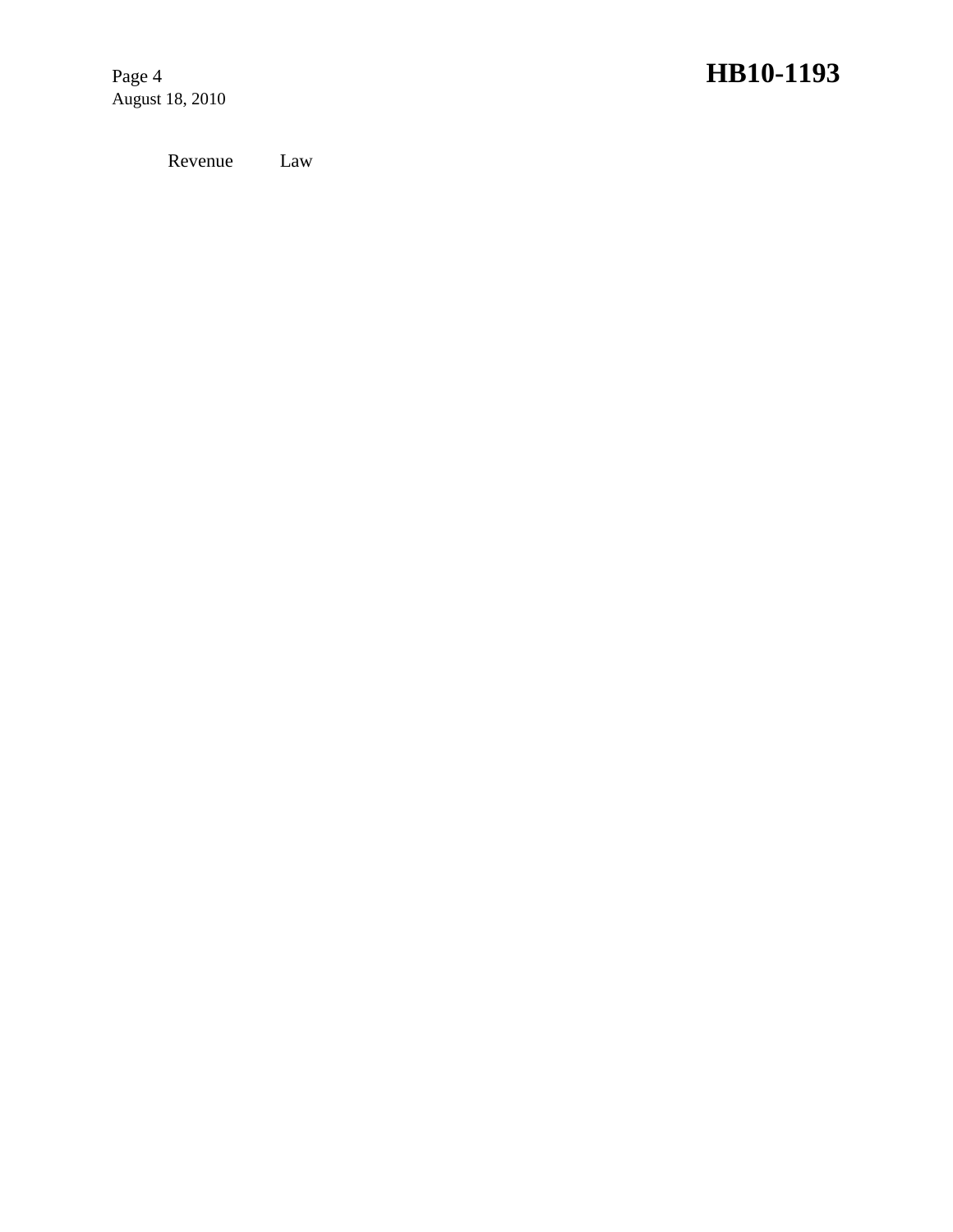Revenue Law